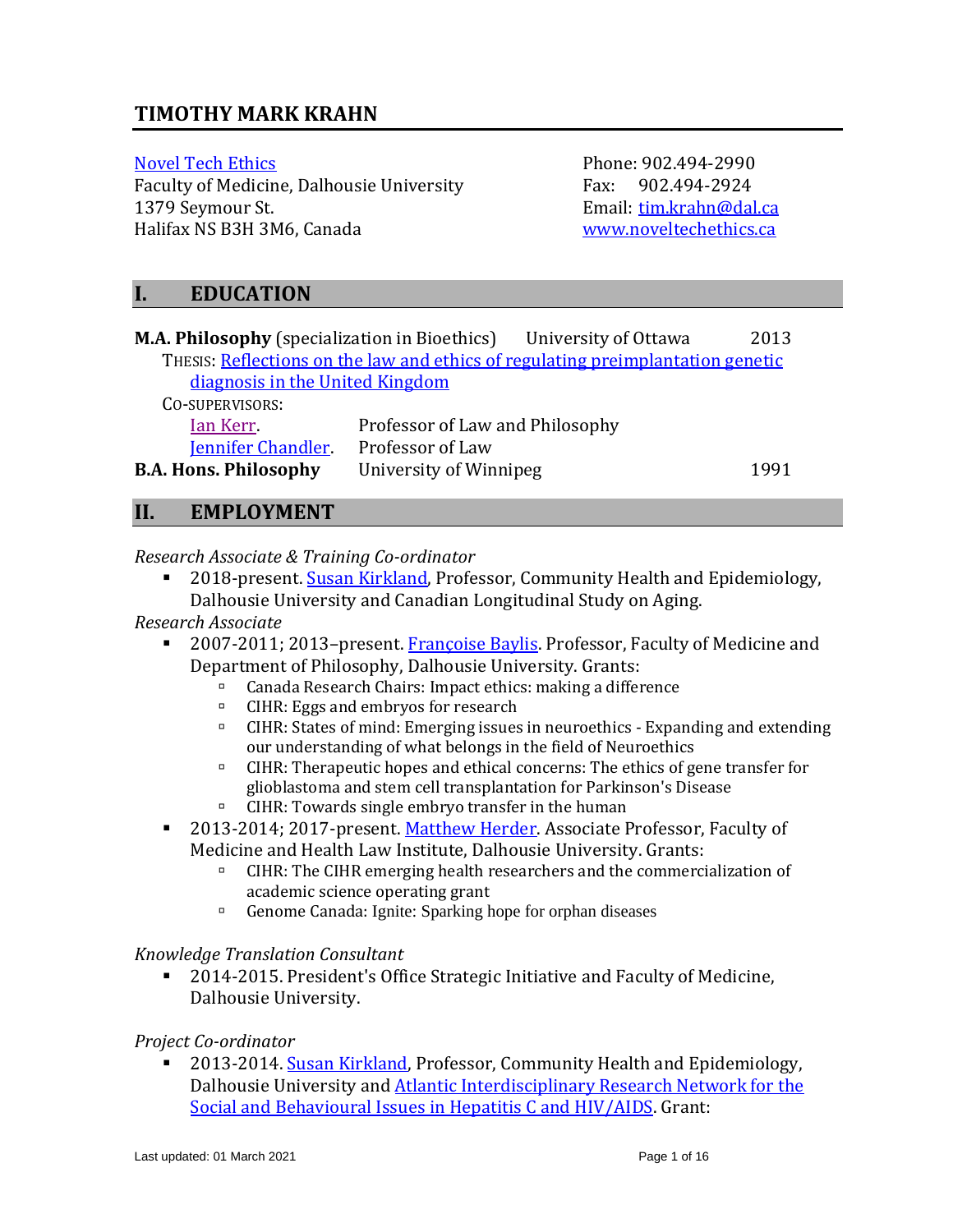# TIMOTHY MARK KRAHN

Novel Tech Ethics
Faculty of Medicine, Dalhousie University
1379 Seymour St.
Halifax NS B3H 3M6, Canada

Phone: 902.494-2990
Fax: 902.494-2924
Email: tim.krahn@dal.ca
www.noveltechethics.ca

## I. EDUCATION

**M.A. Philosophy** (specialization in Bioethics) University of Ottawa 2013

THESIS: Reflections on the law and ethics of regulating preimplantation genetic diagnosis in the United Kingdom

CO-SUPERVISORS:

- Ian Kerr. Professor of Law and Philosophy
- Jennifer Chandler. Professor of Law

**B.A. Hons. Philosophy** University of Winnipeg 1991

## II. EMPLOYMENT

*Research Associate & Training Co-ordinator*

- 2018-present. Susan Kirkland, Professor, Community Health and Epidemiology, Dalhousie University and Canadian Longitudinal Study on Aging.

*Research Associate*

- 2007-2011; 2013–present. Françoise Baylis. Professor, Faculty of Medicine and Department of Philosophy, Dalhousie University. Grants:
  - Canada Research Chairs: Impact ethics: making a difference
  - CIHR: Eggs and embryos for research
  - CIHR: States of mind: Emerging issues in neuroethics - Expanding and extending our understanding of what belongs in the field of Neuroethics
  - CIHR: Therapeutic hopes and ethical concerns: The ethics of gene transfer for glioblastoma and stem cell transplantation for Parkinson's Disease
  - CIHR: Towards single embryo transfer in the human
- 2013-2014; 2017-present. Matthew Herder. Associate Professor, Faculty of Medicine and Health Law Institute, Dalhousie University. Grants:
  - CIHR: The CIHR emerging health researchers and the commercialization of academic science operating grant
  - Genome Canada: Ignite: Sparking hope for orphan diseases

*Knowledge Translation Consultant*

- 2014-2015. President's Office Strategic Initiative and Faculty of Medicine, Dalhousie University.

*Project Co-ordinator*

- 2013-2014. Susan Kirkland, Professor, Community Health and Epidemiology, Dalhousie University and Atlantic Interdisciplinary Research Network for the Social and Behavioural Issues in Hepatitis C and HIV/AIDS. Grant: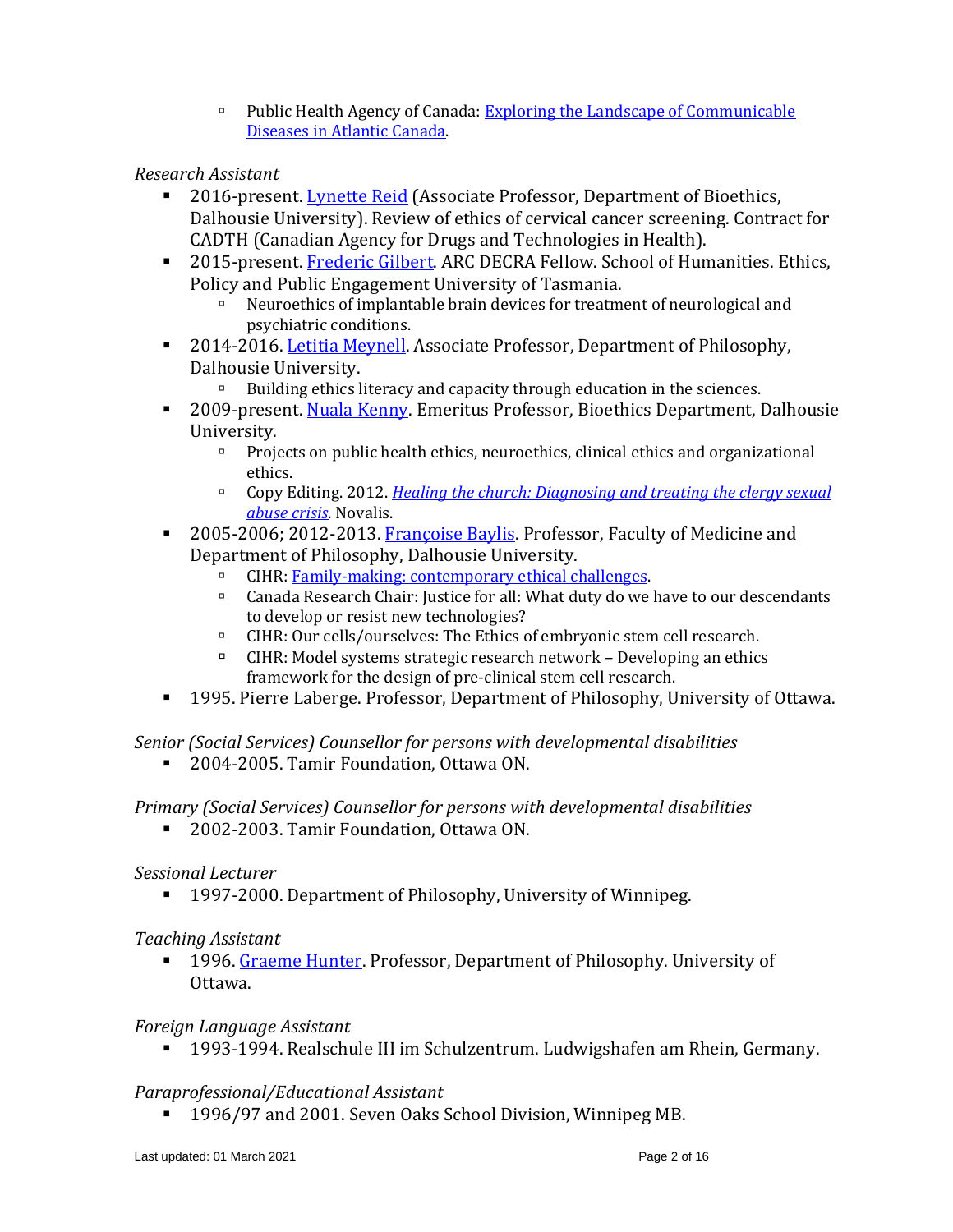- Public Health Agency of Canada: [Exploring the Landscape of Communicable Diseases in Atlantic Canada](#).

*Research Assistant*

- 2016-present. [Lynette Reid](#) (Associate Professor, Department of Bioethics, Dalhousie University). Review of ethics of cervical cancer screening. Contract for CADTH (Canadian Agency for Drugs and Technologies in Health).
- 2015-present. [Frederic Gilbert](#). ARC DECRA Fellow. School of Humanities. Ethics, Policy and Public Engagement University of Tasmania.
    - Neuroethics of implantable brain devices for treatment of neurological and psychiatric conditions.
- 2014-2016. [Letitia Meynell](#). Associate Professor, Department of Philosophy, Dalhousie University.
    - Building ethics literacy and capacity through education in the sciences.
- 2009-present. [Nuala Kenny](#). Emeritus Professor, Bioethics Department, Dalhousie University.
    - Projects on public health ethics, neuroethics, clinical ethics and organizational ethics.
    - Copy Editing. 2012. *[Healing the church: Diagnosing and treating the clergy sexual abuse crisis](#)*. Novalis.
- 2005-2006; 2012-2013. [Françoise Baylis](#). Professor, Faculty of Medicine and Department of Philosophy, Dalhousie University.
    - CIHR: [Family-making: contemporary ethical challenges](#).
    - Canada Research Chair: Justice for all: What duty do we have to our descendants to develop or resist new technologies?
    - CIHR: Our cells/ourselves: The Ethics of embryonic stem cell research.
    - CIHR: Model systems strategic research network – Developing an ethics framework for the design of pre-clinical stem cell research.
- 1995. Pierre Laberge. Professor, Department of Philosophy, University of Ottawa.

*Senior (Social Services) Counsellor for persons with developmental disabilities*

- 2004-2005. Tamir Foundation, Ottawa ON.

*Primary (Social Services) Counsellor for persons with developmental disabilities*

- 2002-2003. Tamir Foundation, Ottawa ON.

*Sessional Lecturer*

- 1997-2000. Department of Philosophy, University of Winnipeg.

*Teaching Assistant*

- 1996. [Graeme Hunter](#). Professor, Department of Philosophy. University of Ottawa.

*Foreign Language Assistant*

- 1993-1994. Realschule III im Schulzentrum. Ludwigshafen am Rhein, Germany.

*Paraprofessional/Educational Assistant*

- 1996/97 and 2001. Seven Oaks School Division, Winnipeg MB.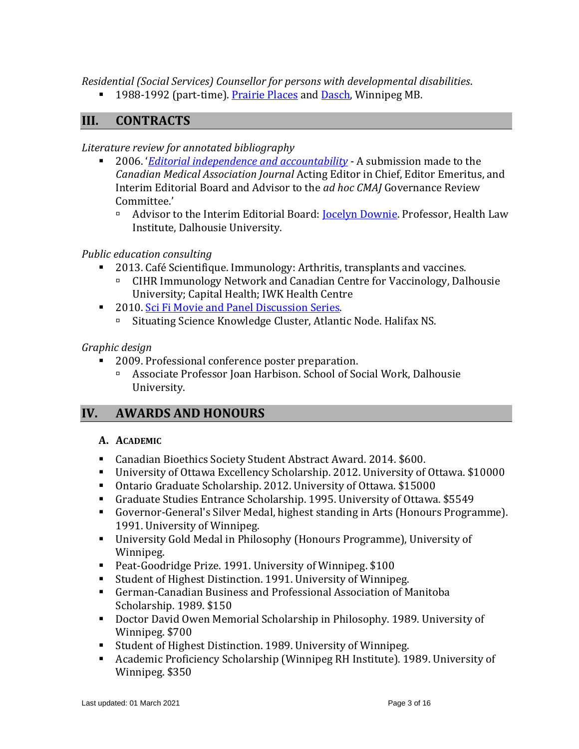*Residential (Social Services) Counsellor for persons with developmental disabilities*.

- 1988-1992 (part-time). Prairie Places and Dasch, Winnipeg MB.

## III. CONTRACTS

*Literature review for annotated bibliography*

- 2006. '*Editorial independence and accountability* - A submission made to the *Canadian Medical Association Journal* Acting Editor in Chief, Editor Emeritus, and Interim Editorial Board and Advisor to the *ad hoc CMAJ* Governance Review Committee.'
  - Advisor to the Interim Editorial Board: Jocelyn Downie. Professor, Health Law Institute, Dalhousie University.

*Public education consulting*

- 2013. Café Scientifique. Immunology: Arthritis, transplants and vaccines.
  - CIHR Immunology Network and Canadian Centre for Vaccinology, Dalhousie University; Capital Health; IWK Health Centre
- 2010. Sci Fi Movie and Panel Discussion Series.
  - Situating Science Knowledge Cluster, Atlantic Node. Halifax NS.

*Graphic design*

- 2009. Professional conference poster preparation.
  - Associate Professor Joan Harbison. School of Social Work, Dalhousie University.

## IV. AWARDS AND HONOURS

### A. Academic

- Canadian Bioethics Society Student Abstract Award. 2014. $600.
- University of Ottawa Excellency Scholarship. 2012. University of Ottawa. $10000
- Ontario Graduate Scholarship. 2012. University of Ottawa. $15000
- Graduate Studies Entrance Scholarship. 1995. University of Ottawa. $5549
- Governor-General's Silver Medal, highest standing in Arts (Honours Programme). 1991. University of Winnipeg.
- University Gold Medal in Philosophy (Honours Programme), University of Winnipeg.
- Peat-Goodridge Prize. 1991. University of Winnipeg. $100
- Student of Highest Distinction. 1991. University of Winnipeg.
- German-Canadian Business and Professional Association of Manitoba Scholarship. 1989. $150
- Doctor David Owen Memorial Scholarship in Philosophy. 1989. University of Winnipeg. $700
- Student of Highest Distinction. 1989. University of Winnipeg.
- Academic Proficiency Scholarship (Winnipeg RH Institute). 1989. University of Winnipeg. $350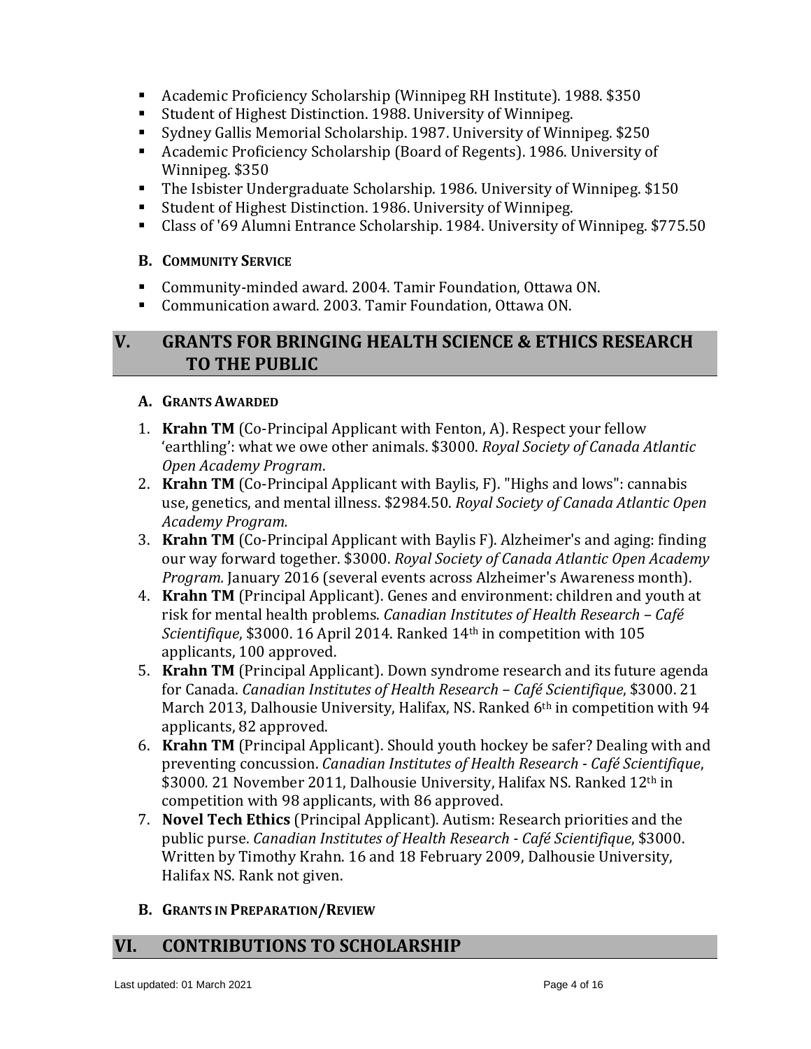- Academic Proficiency Scholarship (Winnipeg RH Institute). 1988. $350
- Student of Highest Distinction. 1988. University of Winnipeg.
- Sydney Gallis Memorial Scholarship. 1987. University of Winnipeg. $250
- Academic Proficiency Scholarship (Board of Regents). 1986. University of Winnipeg. $350
- The Isbister Undergraduate Scholarship. 1986. University of Winnipeg. $150
- Student of Highest Distinction. 1986. University of Winnipeg.
- Class of '69 Alumni Entrance Scholarship. 1984. University of Winnipeg. $775.50

### B. COMMUNITY SERVICE

- Community-minded award. 2004. Tamir Foundation, Ottawa ON.
- Communication award. 2003. Tamir Foundation, Ottawa ON.

## V. GRANTS FOR BRINGING HEALTH SCIENCE & ETHICS RESEARCH TO THE PUBLIC

### A. GRANTS AWARDED

1. **Krahn TM** (Co-Principal Applicant with Fenton, A). Respect your fellow 'earthling': what we owe other animals. $3000. *Royal Society of Canada Atlantic Open Academy Program*.
2. **Krahn TM** (Co-Principal Applicant with Baylis, F). "Highs and lows": cannabis use, genetics, and mental illness. $2984.50. *Royal Society of Canada Atlantic Open Academy Program.*
3. **Krahn TM** (Co-Principal Applicant with Baylis F). Alzheimer's and aging: finding our way forward together. $3000. *Royal Society of Canada Atlantic Open Academy Program.* January 2016 (several events across Alzheimer's Awareness month).
4. **Krahn TM** (Principal Applicant). Genes and environment: children and youth at risk for mental health problems. *Canadian Institutes of Health Research – Café Scientifique*, $3000. 16 April 2014. Ranked 14th in competition with 105 applicants, 100 approved.
5. **Krahn TM** (Principal Applicant). Down syndrome research and its future agenda for Canada. *Canadian Institutes of Health Research – Café Scientifique*, $3000. 21 March 2013, Dalhousie University, Halifax, NS. Ranked 6th in competition with 94 applicants, 82 approved.
6. **Krahn TM** (Principal Applicant). Should youth hockey be safer? Dealing with and preventing concussion. *Canadian Institutes of Health Research - Café Scientifique*, $3000. 21 November 2011, Dalhousie University, Halifax NS. Ranked 12th in competition with 98 applicants, with 86 approved.
7. **Novel Tech Ethics** (Principal Applicant). Autism: Research priorities and the public purse. *Canadian Institutes of Health Research - Café Scientifique*, $3000. Written by Timothy Krahn. 16 and 18 February 2009, Dalhousie University, Halifax NS. Rank not given.

### B. GRANTS IN PREPARATION/REVIEW

## VI. CONTRIBUTIONS TO SCHOLARSHIP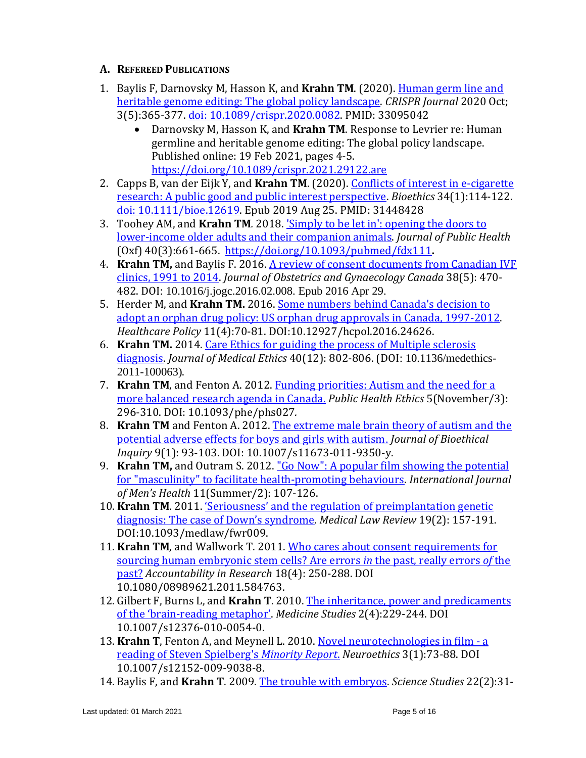## A. Refereed Publications

1. Baylis F, Darnovsky M, Hasson K, and **Krahn TM**. (2020). Human germ line and heritable genome editing: The global policy landscape. *CRISPR Journal* 2020 Oct; 3(5):365-377. doi: 10.1089/crispr.2020.0082. PMID: 33095042
   - Darnovsky M, Hasson K, and **Krahn TM**. Response to Levrier re: Human germline and heritable genome editing: The global policy landscape. Published online: 19 Feb 2021, pages 4-5. https://doi.org/10.1089/crispr.2021.29122.are
2. Capps B, van der Eijk Y, and **Krahn TM**. (2020). Conflicts of interest in e-cigarette research: A public good and public interest perspective. *Bioethics* 34(1):114-122. doi: 10.1111/bioe.12619. Epub 2019 Aug 25. PMID: 31448428
3. Toohey AM, and **Krahn TM**. 2018. 'Simply to be let in': opening the doors to lower-income older adults and their companion animals. *Journal of Public Health* (Oxf) 40(3):661-665. https://doi.org/10.1093/pubmed/fdx111**.**
4. **Krahn TM,** and Baylis F. 2016. A review of consent documents from Canadian IVF clinics, 1991 to 2014. *Journal of Obstetrics and Gynaecology Canada* 38(5): 470-482. DOI: 10.1016/j.jogc.2016.02.008. Epub 2016 Apr 29.
5. Herder M, and **Krahn TM.** 2016. Some numbers behind Canada's decision to adopt an orphan drug policy: US orphan drug approvals in Canada, 1997-2012. *Healthcare Policy* 11(4):70-81. DOI:10.12927/hcpol.2016.24626.
6. **Krahn TM.** 2014. Care Ethics for guiding the process of Multiple sclerosis diagnosis. *Journal of Medical Ethics* 40(12): 802-806. (DOI: 10.1136/medethics-2011-100063).
7. **Krahn TM**, and Fenton A. 2012. Funding priorities: Autism and the need for a more balanced research agenda in Canada. *Public Health Ethics* 5(November/3): 296-310. DOI: 10.1093/phe/phs027.
8. **Krahn TM** and Fenton A. 2012. The extreme male brain theory of autism and the potential adverse effects for boys and girls with autism. *Journal of Bioethical Inquiry* 9(1): 93-103. DOI: 10.1007/s11673-011-9350-y.
9. **Krahn TM,** and Outram S. 2012. "Go Now": A popular film showing the potential for "masculinity" to facilitate health-promoting behaviours. *International Journal of Men's Health* 11(Summer/2): 107-126.
10. **Krahn TM**. 2011. 'Seriousness' and the regulation of preimplantation genetic diagnosis: The case of Down's syndrome. *Medical Law Review* 19(2): 157-191. DOI:10.1093/medlaw/fwr009.
11. **Krahn TM**, and Wallwork T. 2011. Who cares about consent requirements for sourcing human embryonic stem cells? Are errors *in* the past, really errors *of* the past? *Accountability in Research* 18(4): 250-288. DOI 10.1080/08989621.2011.584763.
12. Gilbert F, Burns L, and **Krahn T**. 2010. The inheritance, power and predicaments of the 'brain-reading metaphor'. *Medicine Studies* 2(4):229-244. DOI 10.1007/s12376-010-0054-0.
13. **Krahn T**, Fenton A, and Meynell L. 2010. Novel neurotechnologies in film - a reading of Steven Spielberg's *Minority Report*. *Neuroethics* 3(1):73-88. DOI 10.1007/s12152-009-9038-8.
14. Baylis F, and **Krahn T**. 2009. The trouble with embryos. *Science Studies* 22(2):31-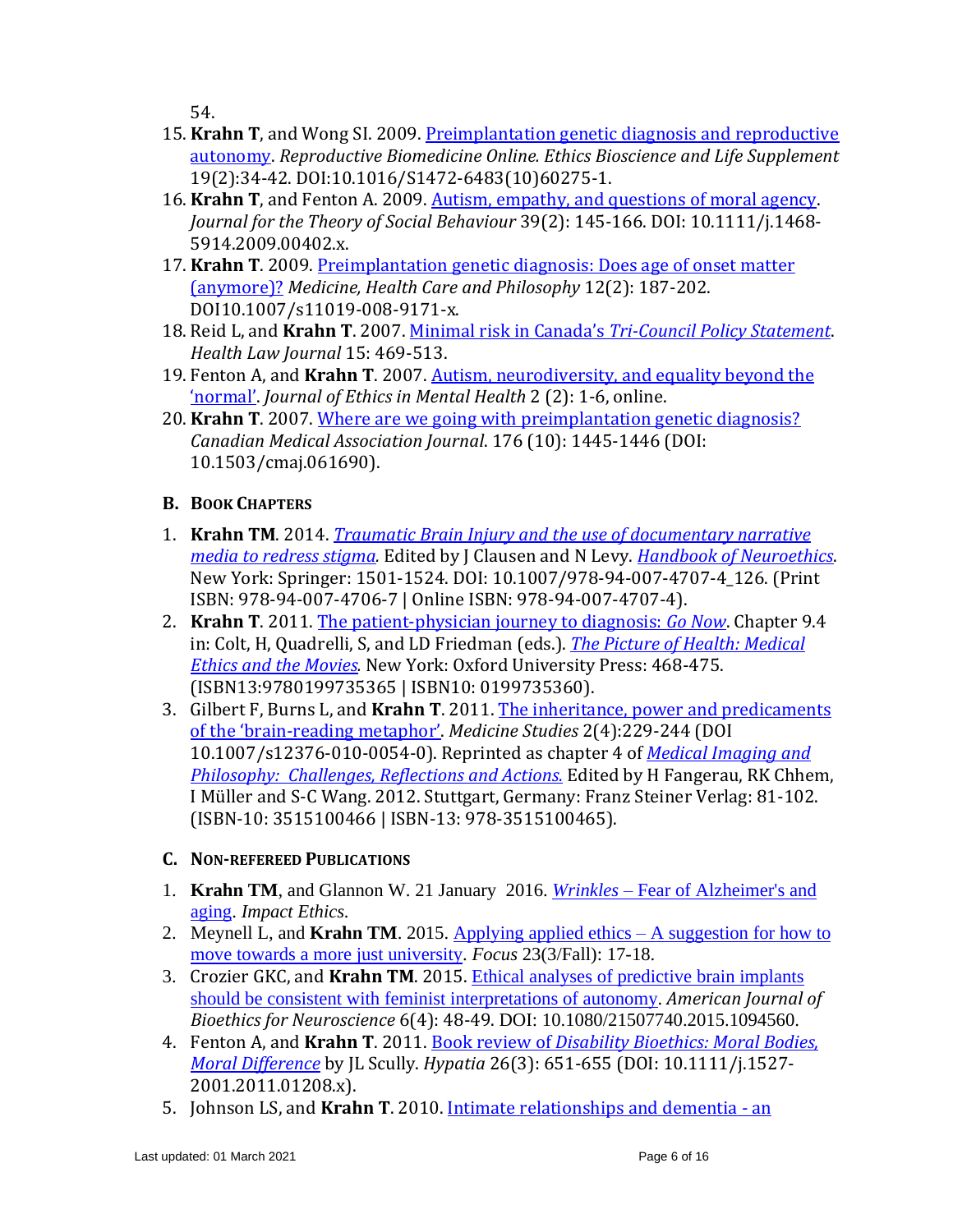54.

15. **Krahn T**, and Wong SI. 2009. Preimplantation genetic diagnosis and reproductive autonomy. *Reproductive Biomedicine Online. Ethics Bioscience and Life Supplement* 19(2):34-42. DOI:10.1016/S1472-6483(10)60275-1.
16. **Krahn T**, and Fenton A. 2009. Autism, empathy, and questions of moral agency. *Journal for the Theory of Social Behaviour* 39(2): 145-166. DOI: 10.1111/j.1468-5914.2009.00402.x.
17. **Krahn T**. 2009. Preimplantation genetic diagnosis: Does age of onset matter (anymore)? *Medicine, Health Care and Philosophy* 12(2): 187-202. DOI10.1007/s11019-008-9171-x.
18. Reid L, and **Krahn T**. 2007. Minimal risk in Canada's *Tri-Council Policy Statement*. *Health Law Journal* 15: 469-513.
19. Fenton A, and **Krahn T**. 2007. Autism, neurodiversity, and equality beyond the 'normal'. *Journal of Ethics in Mental Health* 2 (2): 1-6, online.
20. **Krahn T**. 2007. Where are we going with preimplantation genetic diagnosis? *Canadian Medical Association Journal*. 176 (10): 1445-1446 (DOI: 10.1503/cmaj.061690).

### B. Book Chapters

1. **Krahn TM**. 2014. *Traumatic Brain Injury and the use of documentary narrative media to redress stigma.* Edited by J Clausen and N Levy. *Handbook of Neuroethics*. New York: Springer: 1501-1524. DOI: 10.1007/978-94-007-4707-4_126. (Print ISBN: 978-94-007-4706-7 | Online ISBN: 978-94-007-4707-4).
2. **Krahn T**. 2011. The patient-physician journey to diagnosis: *Go Now*. Chapter 9.4 in: Colt, H, Quadrelli, S, and LD Friedman (eds.). *The Picture of Health: Medical Ethics and the Movies.* New York: Oxford University Press: 468-475. (ISBN13:9780199735365 | ISBN10: 0199735360).
3. Gilbert F, Burns L, and **Krahn T**. 2011. The inheritance, power and predicaments of the 'brain-reading metaphor'. *Medicine Studies* 2(4):229-244 (DOI 10.1007/s12376-010-0054-0). Reprinted as chapter 4 of *Medical Imaging and Philosophy: Challenges, Reflections and Actions.* Edited by H Fangerau, RK Chhem, I Müller and S-C Wang. 2012. Stuttgart, Germany: Franz Steiner Verlag: 81-102. (ISBN-10: 3515100466 | ISBN-13: 978-3515100465).

### C. Non-refereed Publications

1. **Krahn TM**, and Glannon W. 21 January 2016. *Wrinkles* – Fear of Alzheimer's and aging. *Impact Ethics*.
2. Meynell L, and **Krahn TM**. 2015. Applying applied ethics – A suggestion for how to move towards a more just university. *Focus* 23(3/Fall): 17-18.
3. Crozier GKC, and **Krahn TM**. 2015. Ethical analyses of predictive brain implants should be consistent with feminist interpretations of autonomy. *American Journal of Bioethics for Neuroscience* 6(4): 48-49. DOI: 10.1080/21507740.2015.1094560.
4. Fenton A, and **Krahn T**. 2011. Book review of *Disability Bioethics: Moral Bodies, Moral Difference* by JL Scully. *Hypatia* 26(3): 651-655 (DOI: 10.1111/j.1527-2001.2011.01208.x).
5. Johnson LS, and **Krahn T**. 2010. Intimate relationships and dementia - an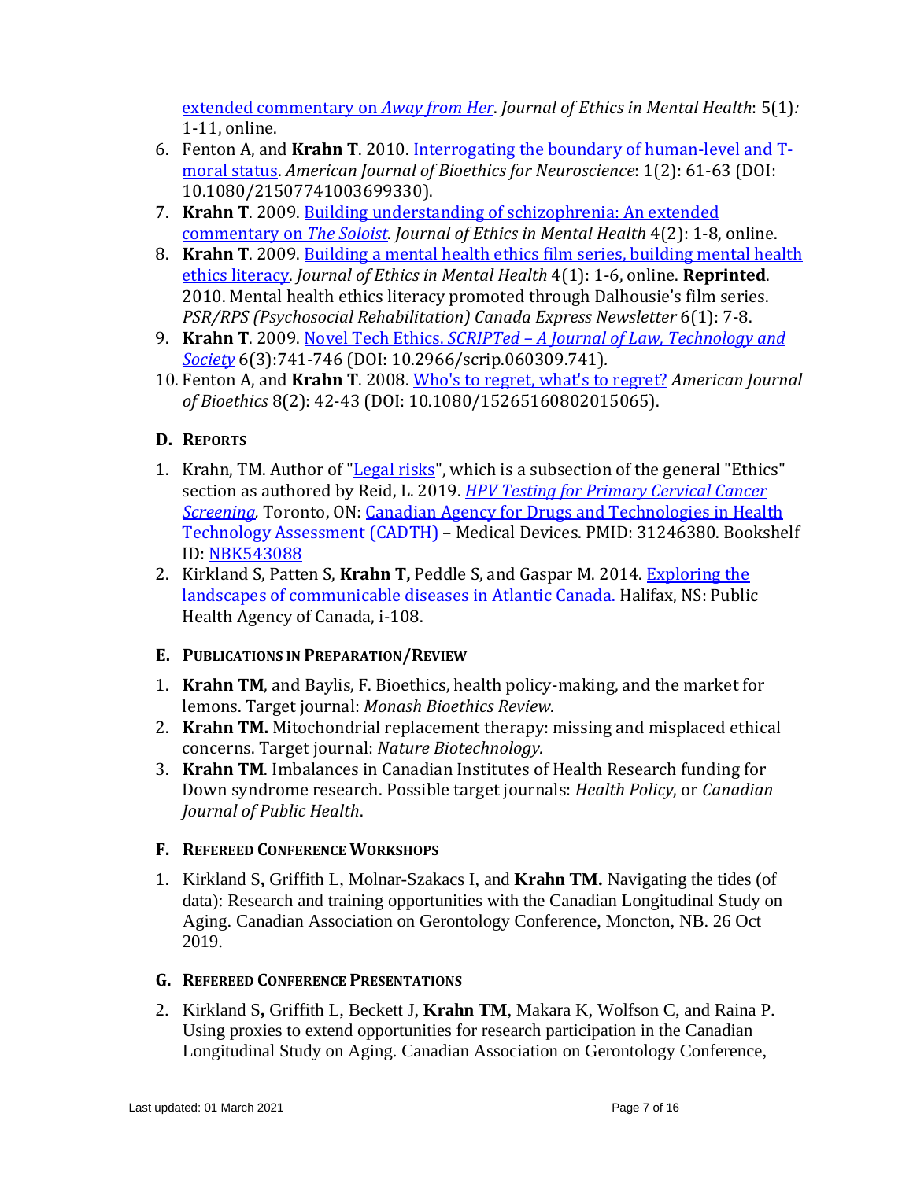extended commentary on *Away from Her*. *Journal of Ethics in Mental Health*: 5(1)*:* 1-11, online.

6. Fenton A, and **Krahn T**. 2010. Interrogating the boundary of human-level and T-moral status. *American Journal of Bioethics for Neuroscience*: 1(2): 61-63 (DOI: 10.1080/21507741003699330).
7. **Krahn T**. 2009. Building understanding of schizophrenia: An extended commentary on *The Soloist*. *Journal of Ethics in Mental Health* 4(2): 1-8, online.
8. **Krahn T**. 2009. Building a mental health ethics film series, building mental health ethics literacy. *Journal of Ethics in Mental Health* 4(1): 1-6, online. **Reprinted**. 2010. Mental health ethics literacy promoted through Dalhousie's film series. *PSR/RPS (Psychosocial Rehabilitation) Canada Express Newsletter* 6(1): 7-8.
9. **Krahn T**. 2009. Novel Tech Ethics. *SCRIPTed – A Journal of Law, Technology and Society* 6(3):741-746 (DOI: 10.2966/scrip.060309.741).
10. Fenton A, and **Krahn T**. 2008. Who's to regret, what's to regret? *American Journal of Bioethics* 8(2): 42-43 (DOI: 10.1080/15265160802015065).

## D. Reports

1. Krahn, TM. Author of "Legal risks", which is a subsection of the general "Ethics" section as authored by Reid, L. 2019. *HPV Testing for Primary Cervical Cancer Screening.* Toronto, ON: Canadian Agency for Drugs and Technologies in Health Technology Assessment (CADTH) – Medical Devices. PMID: 31246380. Bookshelf ID: NBK543088
2. Kirkland S, Patten S, **Krahn T,** Peddle S, and Gaspar M. 2014. Exploring the landscapes of communicable diseases in Atlantic Canada. Halifax, NS: Public Health Agency of Canada, i-108.

## E. Publications in Preparation/Review

1. **Krahn TM**, and Baylis, F. Bioethics, health policy-making, and the market for lemons. Target journal: *Monash Bioethics Review.*
2. **Krahn TM.** Mitochondrial replacement therapy: missing and misplaced ethical concerns. Target journal: *Nature Biotechnology.*
3. **Krahn TM**. Imbalances in Canadian Institutes of Health Research funding for Down syndrome research. Possible target journals: *Health Policy*, or *Canadian Journal of Public Health*.

## F. Refereed Conference Workshops

1. Kirkland S**,** Griffith L, Molnar-Szakacs I, and **Krahn TM.** Navigating the tides (of data): Research and training opportunities with the Canadian Longitudinal Study on Aging. Canadian Association on Gerontology Conference, Moncton, NB. 26 Oct 2019.

## G. Refereed Conference Presentations

2. Kirkland S**,** Griffith L, Beckett J, **Krahn TM**, Makara K, Wolfson C, and Raina P. Using proxies to extend opportunities for research participation in the Canadian Longitudinal Study on Aging. Canadian Association on Gerontology Conference,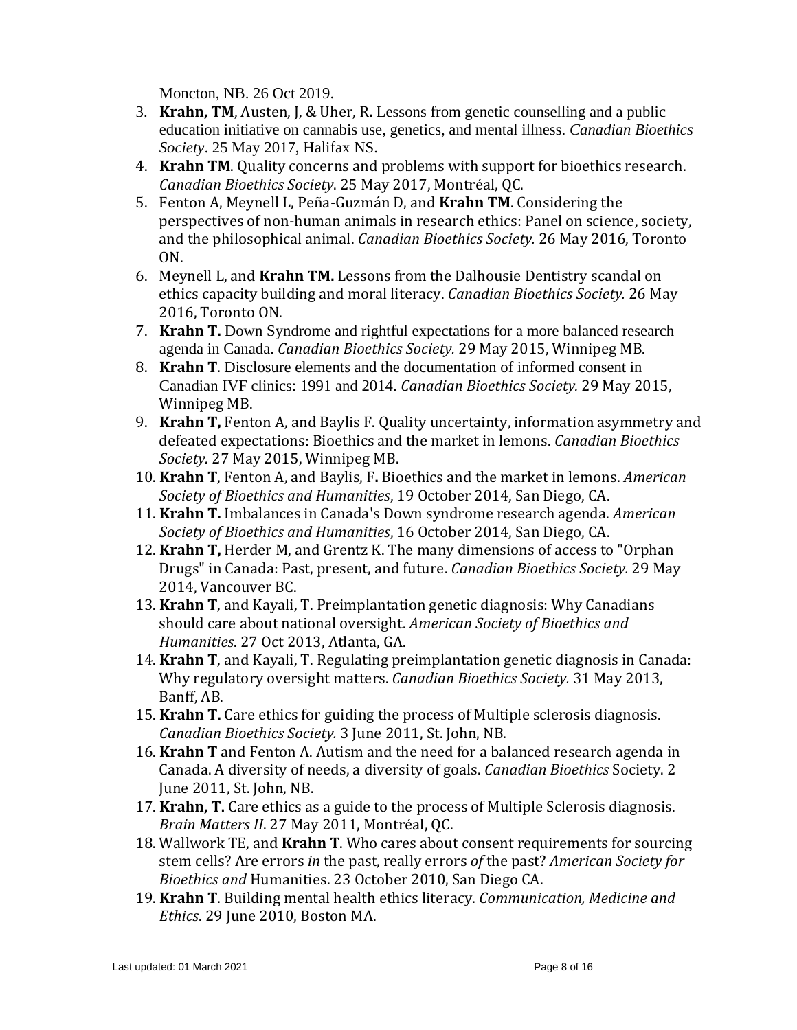Moncton, NB. 26 Oct 2019.

3. **Krahn, TM**, Austen, J, & Uher, R**.** Lessons from genetic counselling and a public education initiative on cannabis use, genetics, and mental illness. *Canadian Bioethics Society*. 25 May 2017, Halifax NS.
4. **Krahn TM**. Quality concerns and problems with support for bioethics research. *Canadian Bioethics Society*. 25 May 2017, Montréal, QC.
5. Fenton A, Meynell L, Peña-Guzmán D, and **Krahn TM**. Considering the perspectives of non-human animals in research ethics: Panel on science, society, and the philosophical animal. *Canadian Bioethics Society.* 26 May 2016, Toronto ON.
6. Meynell L, and **Krahn TM.** Lessons from the Dalhousie Dentistry scandal on ethics capacity building and moral literacy. *Canadian Bioethics Society.* 26 May 2016, Toronto ON.
7. **Krahn T.** Down Syndrome and rightful expectations for a more balanced research agenda in Canada. *Canadian Bioethics Society.* 29 May 2015, Winnipeg MB.
8. **Krahn T**. Disclosure elements and the documentation of informed consent in Canadian IVF clinics: 1991 and 2014. *Canadian Bioethics Society.* 29 May 2015, Winnipeg MB.
9. **Krahn T,** Fenton A, and Baylis F. Quality uncertainty, information asymmetry and defeated expectations: Bioethics and the market in lemons. *Canadian Bioethics Society.* 27 May 2015, Winnipeg MB.
10. **Krahn T**, Fenton A, and Baylis, F**.** Bioethics and the market in lemons. *American Society of Bioethics and Humanities*, 19 October 2014, San Diego, CA.
11. **Krahn T.** Imbalances in Canada's Down syndrome research agenda. *American Society of Bioethics and Humanities*, 16 October 2014, San Diego, CA.
12. **Krahn T,** Herder M, and Grentz K. The many dimensions of access to "Orphan Drugs" in Canada: Past, present, and future. *Canadian Bioethics Society.* 29 May 2014, Vancouver BC.
13. **Krahn T**, and Kayali, T. Preimplantation genetic diagnosis: Why Canadians should care about national oversight. *American Society of Bioethics and Humanities*. 27 Oct 2013, Atlanta, GA.
14. **Krahn T**, and Kayali, T. Regulating preimplantation genetic diagnosis in Canada: Why regulatory oversight matters. *Canadian Bioethics Society.* 31 May 2013, Banff, AB.
15. **Krahn T.** Care ethics for guiding the process of Multiple sclerosis diagnosis. *Canadian Bioethics Society.* 3 June 2011, St. John, NB.
16. **Krahn T** and Fenton A. Autism and the need for a balanced research agenda in Canada. A diversity of needs, a diversity of goals. *Canadian Bioethics* Society. 2 June 2011, St. John, NB.
17. **Krahn, T.** Care ethics as a guide to the process of Multiple Sclerosis diagnosis. *Brain Matters II*. 27 May 2011, Montréal, QC.
18. Wallwork TE, and **Krahn T**. Who cares about consent requirements for sourcing stem cells? Are errors *in* the past, really errors *of* the past? *American Society for Bioethics and* Humanities. 23 October 2010, San Diego CA.
19. **Krahn T**. Building mental health ethics literacy. *Communication, Medicine and Ethics*. 29 June 2010, Boston MA.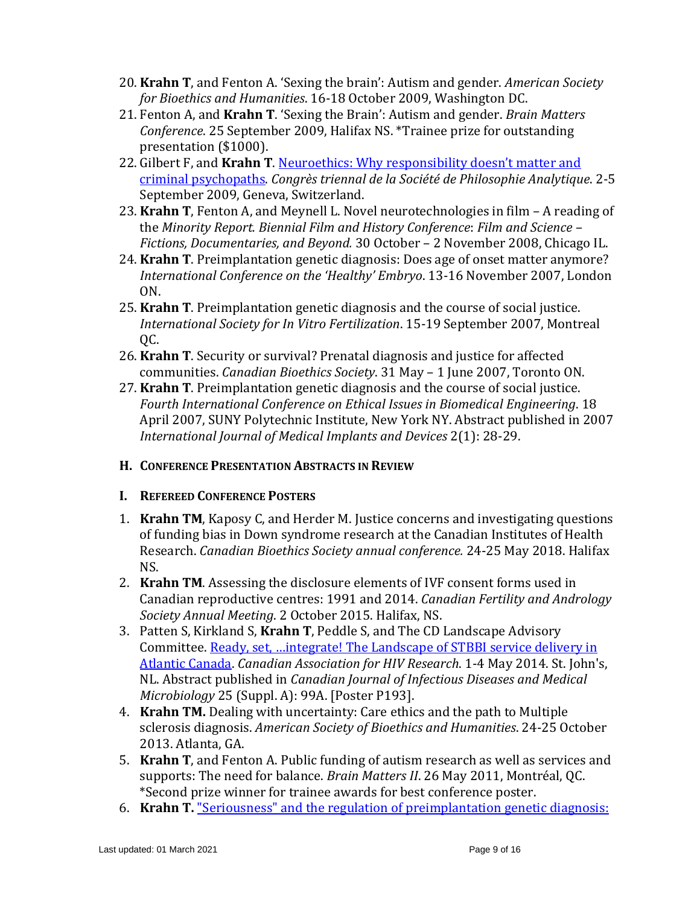20. **Krahn T**, and Fenton A. 'Sexing the brain': Autism and gender. *American Society for Bioethics and Humanities*. 16-18 October 2009, Washington DC.
21. Fenton A, and **Krahn T**. 'Sexing the Brain': Autism and gender. *Brain Matters Conference*. 25 September 2009, Halifax NS. *Trainee prize for outstanding presentation ($1000).
22. Gilbert F, and **Krahn T**. Neuroethics: Why responsibility doesn't matter and criminal psychopaths. *Congrès triennal de la Société de Philosophie Analytique*. 2-5 September 2009, Geneva, Switzerland.
23. **Krahn T**, Fenton A, and Meynell L. Novel neurotechnologies in film – A reading of the *Minority Report. Biennial Film and History Conference*: *Film and Science – Fictions, Documentaries, and Beyond.* 30 October – 2 November 2008, Chicago IL.
24. **Krahn T**. Preimplantation genetic diagnosis: Does age of onset matter anymore? *International Conference on the 'Healthy' Embryo*. 13-16 November 2007, London ON.
25. **Krahn T**. Preimplantation genetic diagnosis and the course of social justice. *International Society for In Vitro Fertilization*. 15-19 September 2007, Montreal QC.
26. **Krahn T**. Security or survival? Prenatal diagnosis and justice for affected communities. *Canadian Bioethics Society*. 31 May – 1 June 2007, Toronto ON.
27. **Krahn T**. Preimplantation genetic diagnosis and the course of social justice. *Fourth International Conference on Ethical Issues in Biomedical Engineering*. 18 April 2007, SUNY Polytechnic Institute, New York NY. Abstract published in 2007 *International Journal of Medical Implants and Devices* 2(1): 28-29.

### H. Conference Presentation Abstracts in Review

### I. Refereed Conference Posters

1. **Krahn TM**, Kaposy C, and Herder M. Justice concerns and investigating questions of funding bias in Down syndrome research at the Canadian Institutes of Health Research. *Canadian Bioethics Society annual conference.* 24-25 May 2018. Halifax NS.
2. **Krahn TM**. Assessing the disclosure elements of IVF consent forms used in Canadian reproductive centres: 1991 and 2014. *Canadian Fertility and Andrology Society Annual Meeting*. 2 October 2015. Halifax, NS.
3. Patten S, Kirkland S, **Krahn T**, Peddle S, and The CD Landscape Advisory Committee. Ready, set, …integrate! The Landscape of STBBI service delivery in Atlantic Canada. *Canadian Association for HIV Research*. 1-4 May 2014. St. John's, NL. Abstract published in *Canadian Journal of Infectious Diseases and Medical Microbiology* 25 (Suppl. A): 99A. [Poster P193].
4. **Krahn TM.** Dealing with uncertainty: Care ethics and the path to Multiple sclerosis diagnosis. *American Society of Bioethics and Humanities*. 24-25 October 2013. Atlanta, GA.
5. **Krahn T**, and Fenton A. Public funding of autism research as well as services and supports: The need for balance. *Brain Matters II*. 26 May 2011, Montréal, QC. *Second prize winner for trainee awards for best conference poster.
6. **Krahn T.** "Seriousness" and the regulation of preimplantation genetic diagnosis: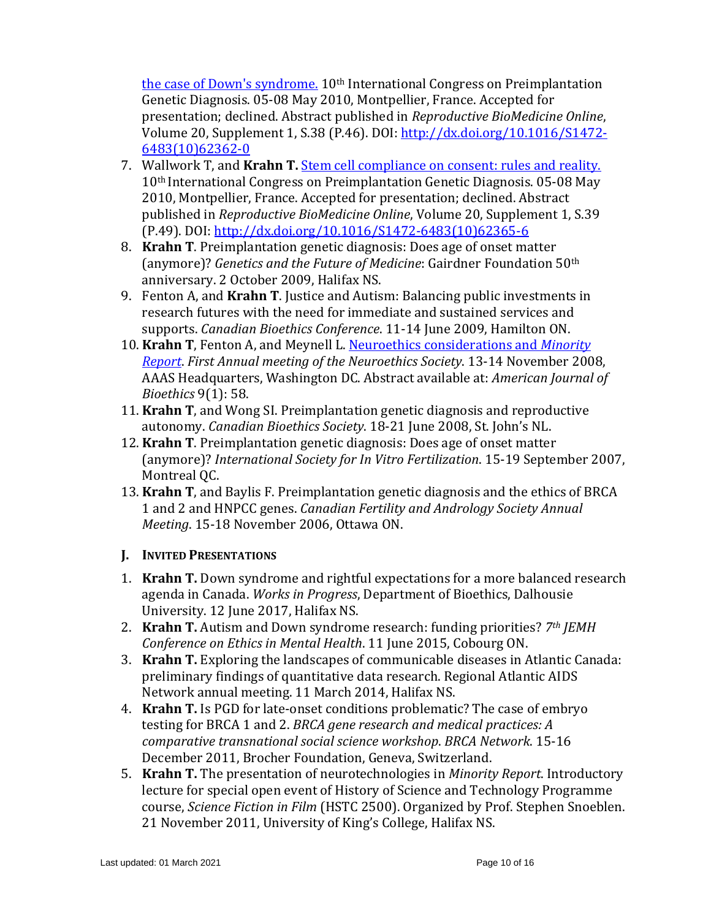[the case of Down's syndrome.](http://dx.doi.org/10.1016/S1472-6483(10)62362-0) 10th International Congress on Preimplantation Genetic Diagnosis. 05-08 May 2010, Montpellier, France. Accepted for presentation; declined. Abstract published in *Reproductive BioMedicine Online*, Volume 20, Supplement 1, S.38 (P.46). DOI: http://dx.doi.org/10.1016/S1472-6483(10)62362-0

7. Wallwork T, and **Krahn T.** Stem cell compliance on consent: rules and reality. 10th International Congress on Preimplantation Genetic Diagnosis. 05-08 May 2010, Montpellier, France. Accepted for presentation; declined. Abstract published in *Reproductive BioMedicine Online*, Volume 20, Supplement 1, S.39 (P.49). DOI: http://dx.doi.org/10.1016/S1472-6483(10)62365-6
8. **Krahn T**. Preimplantation genetic diagnosis: Does age of onset matter (anymore)? *Genetics and the Future of Medicine*: Gairdner Foundation 50th anniversary. 2 October 2009, Halifax NS.
9. Fenton A, and **Krahn T**. Justice and Autism: Balancing public investments in research futures with the need for immediate and sustained services and supports. *Canadian Bioethics Conference*. 11-14 June 2009, Hamilton ON.
10. **Krahn T**, Fenton A, and Meynell L. Neuroethics considerations and *Minority Report*. *First Annual meeting of the Neuroethics Society*. 13-14 November 2008, AAAS Headquarters, Washington DC. Abstract available at: *American Journal of Bioethics* 9(1): 58.
11. **Krahn T**, and Wong SI. Preimplantation genetic diagnosis and reproductive autonomy. *Canadian Bioethics Society*. 18-21 June 2008, St. John's NL.
12. **Krahn T**. Preimplantation genetic diagnosis: Does age of onset matter (anymore)? *International Society for In Vitro Fertilization*. 15-19 September 2007, Montreal QC.
13. **Krahn T**, and Baylis F. Preimplantation genetic diagnosis and the ethics of BRCA 1 and 2 and HNPCC genes. *Canadian Fertility and Andrology Society Annual Meeting*. 15-18 November 2006, Ottawa ON.

### J. Invited Presentations

1. **Krahn T.** Down syndrome and rightful expectations for a more balanced research agenda in Canada. *Works in Progress*, Department of Bioethics, Dalhousie University. 12 June 2017, Halifax NS.
2. **Krahn T.** Autism and Down syndrome research: funding priorities? *7th JEMH Conference on Ethics in Mental Health*. 11 June 2015, Cobourg ON.
3. **Krahn T.** Exploring the landscapes of communicable diseases in Atlantic Canada: preliminary findings of quantitative data research. Regional Atlantic AIDS Network annual meeting. 11 March 2014, Halifax NS.
4. **Krahn T.** Is PGD for late-onset conditions problematic? The case of embryo testing for BRCA 1 and 2. *BRCA gene research and medical practices: A comparative transnational social science workshop*. *BRCA Network*. 15-16 December 2011, Brocher Foundation, Geneva, Switzerland.
5. **Krahn T.** The presentation of neurotechnologies in *Minority Report*. Introductory lecture for special open event of History of Science and Technology Programme course, *Science Fiction in Film* (HSTC 2500). Organized by Prof. Stephen Snoeblen. 21 November 2011, University of King's College, Halifax NS.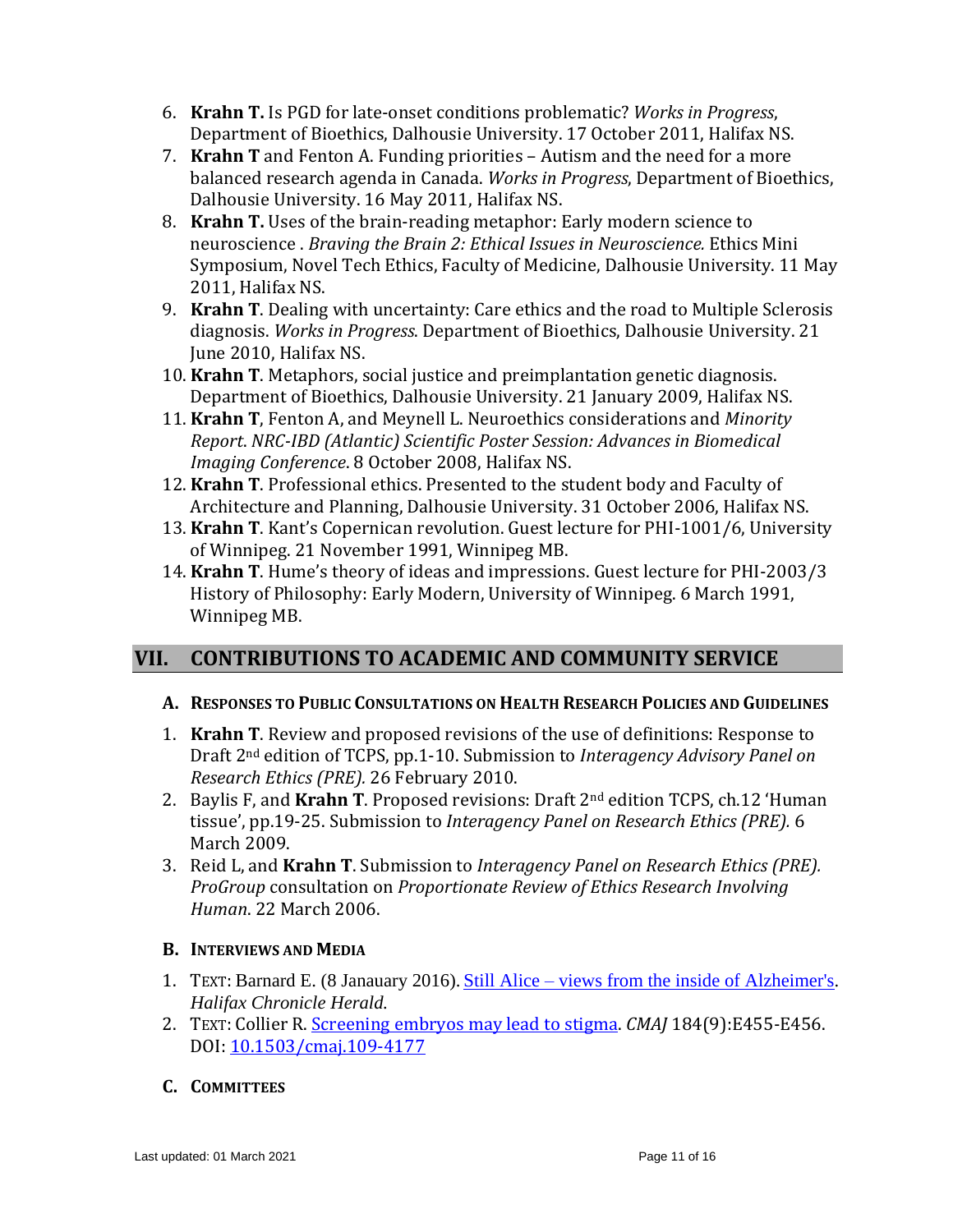6. **Krahn T.** Is PGD for late-onset conditions problematic? *Works in Progress*, Department of Bioethics, Dalhousie University. 17 October 2011, Halifax NS.
7. **Krahn T** and Fenton A. Funding priorities – Autism and the need for a more balanced research agenda in Canada. *Works in Progress*, Department of Bioethics, Dalhousie University. 16 May 2011, Halifax NS.
8. **Krahn T.** Uses of the brain-reading metaphor: Early modern science to neuroscience . *Braving the Brain 2: Ethical Issues in Neuroscience.* Ethics Mini Symposium, Novel Tech Ethics, Faculty of Medicine, Dalhousie University. 11 May 2011, Halifax NS.
9. **Krahn T**. Dealing with uncertainty: Care ethics and the road to Multiple Sclerosis diagnosis. *Works in Progress*. Department of Bioethics, Dalhousie University. 21 June 2010, Halifax NS.
10. **Krahn T**. Metaphors, social justice and preimplantation genetic diagnosis. Department of Bioethics, Dalhousie University. 21 January 2009, Halifax NS.
11. **Krahn T**, Fenton A, and Meynell L. Neuroethics considerations and *Minority Report*. *NRC-IBD (Atlantic) Scientific Poster Session: Advances in Biomedical Imaging Conference*. 8 October 2008, Halifax NS.
12. **Krahn T**. Professional ethics. Presented to the student body and Faculty of Architecture and Planning, Dalhousie University. 31 October 2006, Halifax NS.
13. **Krahn T**. Kant's Copernican revolution. Guest lecture for PHI-1001/6, University of Winnipeg. 21 November 1991, Winnipeg MB.
14. **Krahn T**. Hume's theory of ideas and impressions. Guest lecture for PHI-2003/3 History of Philosophy: Early Modern, University of Winnipeg. 6 March 1991, Winnipeg MB.

## VII. CONTRIBUTIONS TO ACADEMIC AND COMMUNITY SERVICE

### A. Responses to Public Consultations on Health Research Policies and Guidelines

1. **Krahn T**. Review and proposed revisions of the use of definitions: Response to Draft 2nd edition of TCPS, pp.1-10. Submission to *Interagency Advisory Panel on Research Ethics (PRE).* 26 February 2010.
2. Baylis F, and **Krahn T**. Proposed revisions: Draft 2nd edition TCPS, ch.12 'Human tissue', pp.19-25. Submission to *Interagency Panel on Research Ethics (PRE).* 6 March 2009.
3. Reid L, and **Krahn T**. Submission to *Interagency Panel on Research Ethics (PRE). ProGroup* consultation on *Proportionate Review of Ethics Research Involving Human*. 22 March 2006.

### B. Interviews and Media

1. TEXT: Barnard E. (8 Janauary 2016). Still Alice – views from the inside of Alzheimer's. *Halifax Chronicle Herald*.
2. TEXT: Collier R. Screening embryos may lead to stigma. *CMAJ* 184(9):E455-E456. DOI: 10.1503/cmaj.109-4177

### C. Committees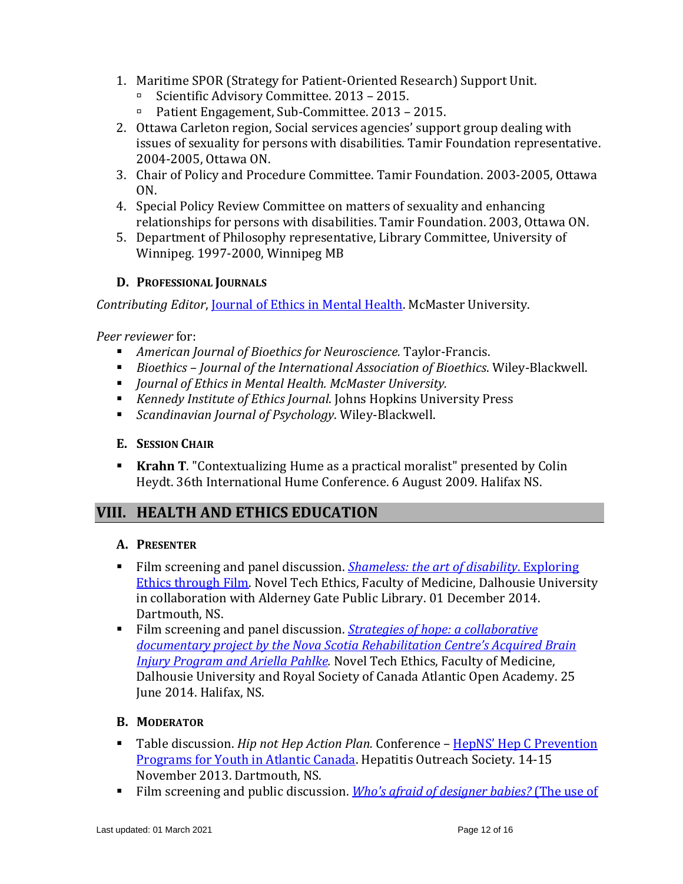1. Maritime SPOR (Strategy for Patient-Oriented Research) Support Unit.
   - Scientific Advisory Committee. 2013 – 2015.
   - Patient Engagement, Sub-Committee. 2013 – 2015.
2. Ottawa Carleton region, Social services agencies' support group dealing with issues of sexuality for persons with disabilities. Tamir Foundation representative. 2004-2005, Ottawa ON.
3. Chair of Policy and Procedure Committee. Tamir Foundation. 2003-2005, Ottawa ON.
4. Special Policy Review Committee on matters of sexuality and enhancing relationships for persons with disabilities. Tamir Foundation. 2003, Ottawa ON.
5. Department of Philosophy representative, Library Committee, University of Winnipeg. 1997-2000, Winnipeg MB

### D. Professional Journals

*Contributing Editor*, Journal of Ethics in Mental Health. McMaster University.

*Peer reviewer* for:

- *American Journal of Bioethics for Neuroscience.* Taylor-Francis.
- *Bioethics – Journal of the International Association of Bioethics*. Wiley-Blackwell.
- *Journal of Ethics in Mental Health. McMaster University.*
- *Kennedy Institute of Ethics Journal*. Johns Hopkins University Press
- *Scandinavian Journal of Psychology*. Wiley-Blackwell.

### E. Session Chair

- **Krahn T**. "Contextualizing Hume as a practical moralist" presented by Colin Heydt. 36th International Hume Conference. 6 August 2009. Halifax NS.

## VIII. HEALTH AND ETHICS EDUCATION

### A. Presenter

- Film screening and panel discussion. *Shameless: the art of disability*. Exploring Ethics through Film. Novel Tech Ethics, Faculty of Medicine, Dalhousie University in collaboration with Alderney Gate Public Library. 01 December 2014. Dartmouth, NS.
- Film screening and panel discussion. *Strategies of hope: a collaborative documentary project by the Nova Scotia Rehabilitation Centre's Acquired Brain Injury Program and Ariella Pahlke.* Novel Tech Ethics, Faculty of Medicine, Dalhousie University and Royal Society of Canada Atlantic Open Academy. 25 June 2014. Halifax, NS.

### B. Moderator

- Table discussion. *Hip not Hep Action Plan.* Conference – HepNS' Hep C Prevention Programs for Youth in Atlantic Canada. Hepatitis Outreach Society. 14-15 November 2013. Dartmouth, NS.
- Film screening and public discussion. *Who's afraid of designer babies?* (The use of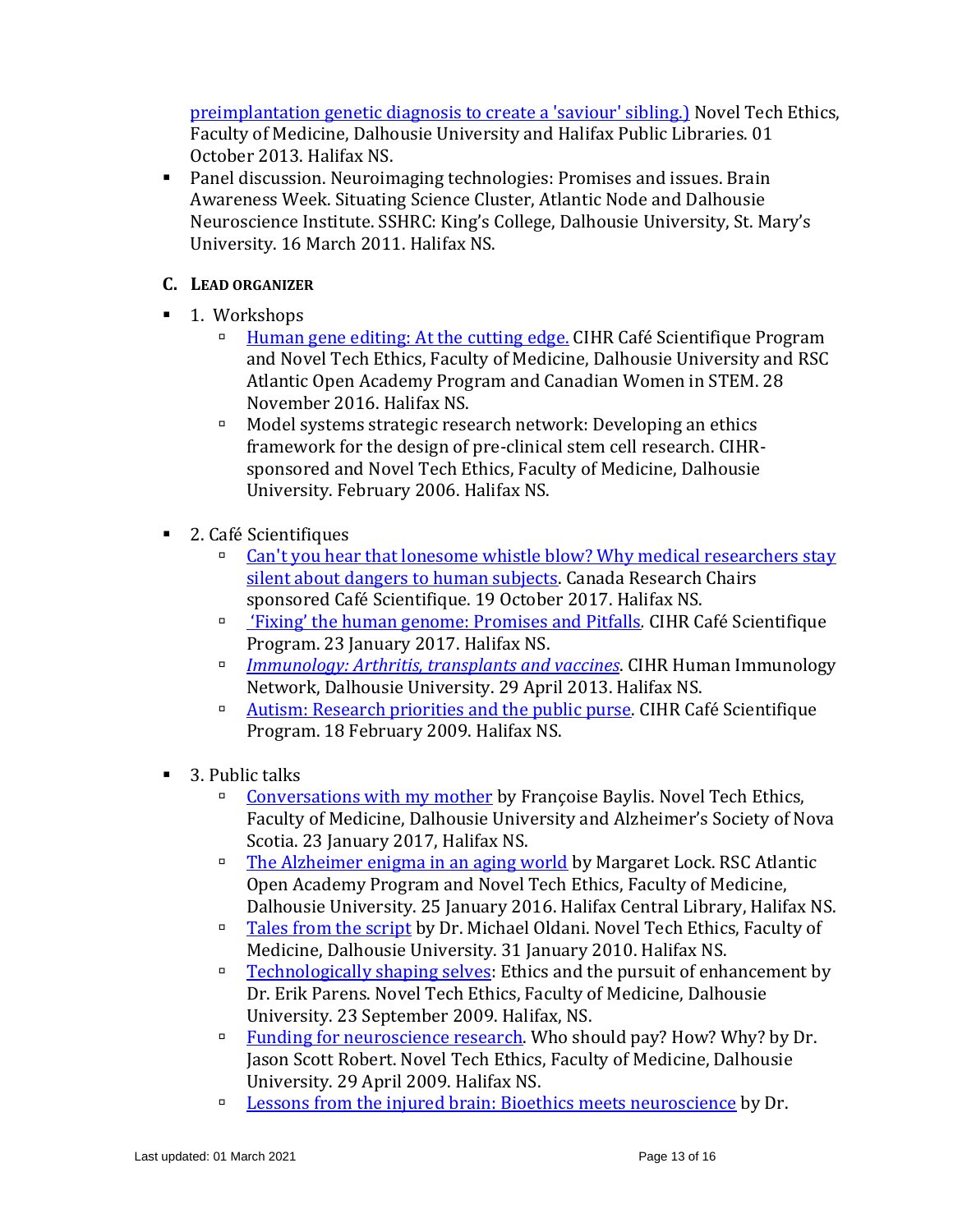preimplantation genetic diagnosis to create a 'saviour' sibling.) Novel Tech Ethics, Faculty of Medicine, Dalhousie University and Halifax Public Libraries. 01 October 2013. Halifax NS.

- Panel discussion. Neuroimaging technologies: Promises and issues. Brain Awareness Week. Situating Science Cluster, Atlantic Node and Dalhousie Neuroscience Institute. SSHRC: King's College, Dalhousie University, St. Mary's University. 16 March 2011. Halifax NS.

### C. Lead organizer

- 1. Workshops
  - Human gene editing: At the cutting edge. CIHR Café Scientifique Program and Novel Tech Ethics, Faculty of Medicine, Dalhousie University and RSC Atlantic Open Academy Program and Canadian Women in STEM. 28 November 2016. Halifax NS.
  - Model systems strategic research network: Developing an ethics framework for the design of pre-clinical stem cell research. CIHR-sponsored and Novel Tech Ethics, Faculty of Medicine, Dalhousie University. February 2006. Halifax NS.

- 2. Café Scientifiques
  - Can't you hear that lonesome whistle blow? Why medical researchers stay silent about dangers to human subjects. Canada Research Chairs sponsored Café Scientifique. 19 October 2017. Halifax NS.
  - 'Fixing' the human genome: Promises and Pitfalls. CIHR Café Scientifique Program. 23 January 2017. Halifax NS.
  - *Immunology: Arthritis, transplants and vaccines*. CIHR Human Immunology Network, Dalhousie University. 29 April 2013. Halifax NS.
  - Autism: Research priorities and the public purse. CIHR Café Scientifique Program. 18 February 2009. Halifax NS.

- 3. Public talks
  - Conversations with my mother by Françoise Baylis. Novel Tech Ethics, Faculty of Medicine, Dalhousie University and Alzheimer's Society of Nova Scotia. 23 January 2017, Halifax NS.
  - The Alzheimer enigma in an aging world by Margaret Lock. RSC Atlantic Open Academy Program and Novel Tech Ethics, Faculty of Medicine, Dalhousie University. 25 January 2016. Halifax Central Library, Halifax NS.
  - Tales from the script by Dr. Michael Oldani. Novel Tech Ethics, Faculty of Medicine, Dalhousie University. 31 January 2010. Halifax NS.
  - Technologically shaping selves: Ethics and the pursuit of enhancement by Dr. Erik Parens. Novel Tech Ethics, Faculty of Medicine, Dalhousie University. 23 September 2009. Halifax, NS.
  - Funding for neuroscience research. Who should pay? How? Why? by Dr. Jason Scott Robert. Novel Tech Ethics, Faculty of Medicine, Dalhousie University. 29 April 2009. Halifax NS.
  - Lessons from the injured brain: Bioethics meets neuroscience by Dr.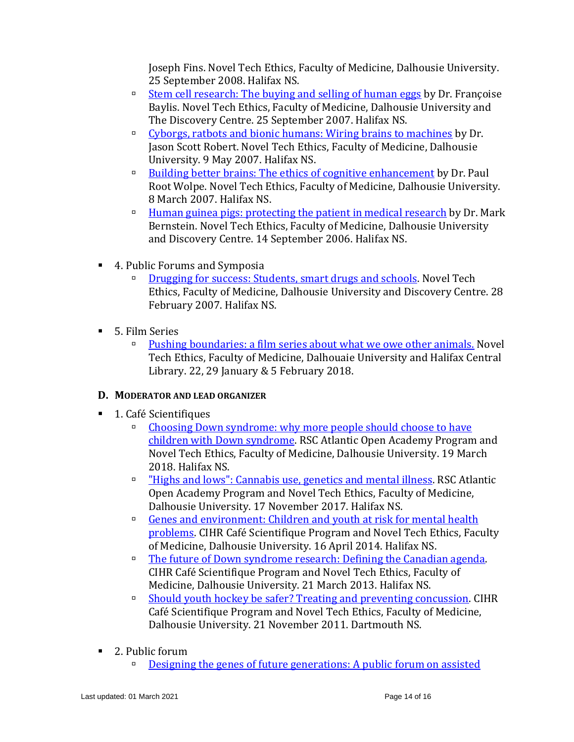Joseph Fins. Novel Tech Ethics, Faculty of Medicine, Dalhousie University. 25 September 2008. Halifax NS.

- [Stem cell research: The buying and selling of human eggs]() by Dr. Françoise Baylis. Novel Tech Ethics, Faculty of Medicine, Dalhousie University and The Discovery Centre. 25 September 2007. Halifax NS.
- [Cyborgs, ratbots and bionic humans: Wiring brains to machines]() by Dr. Jason Scott Robert. Novel Tech Ethics, Faculty of Medicine, Dalhousie University. 9 May 2007. Halifax NS.
- [Building better brains: The ethics of cognitive enhancement]() by Dr. Paul Root Wolpe. Novel Tech Ethics, Faculty of Medicine, Dalhousie University. 8 March 2007. Halifax NS.
- [Human guinea pigs: protecting the patient in medical research]() by Dr. Mark Bernstein. Novel Tech Ethics, Faculty of Medicine, Dalhousie University and Discovery Centre. 14 September 2006. Halifax NS.

- 4. Public Forums and Symposia
  - [Drugging for success: Students, smart drugs and schools](). Novel Tech Ethics, Faculty of Medicine, Dalhousie University and Discovery Centre. 28 February 2007. Halifax NS.

- 5. Film Series
  - [Pushing boundaries: a film series about what we owe other animals.]() Novel Tech Ethics, Faculty of Medicine, Dalhouaie University and Halifax Central Library. 22, 29 January & 5 February 2018.

## D. Moderator and Lead Organizer

- 1. Café Scientifiques
  - [Choosing Down syndrome: why more people should choose to have children with Down syndrome](). RSC Atlantic Open Academy Program and Novel Tech Ethics, Faculty of Medicine, Dalhousie University. 19 March 2018. Halifax NS.
  - ["Highs and lows": Cannabis use, genetics and mental illness](). RSC Atlantic Open Academy Program and Novel Tech Ethics, Faculty of Medicine, Dalhousie University. 17 November 2017. Halifax NS.
  - [Genes and environment: Children and youth at risk for mental health problems](). CIHR Café Scientifique Program and Novel Tech Ethics, Faculty of Medicine, Dalhousie University. 16 April 2014. Halifax NS.
  - [The future of Down syndrome research: Defining the Canadian agenda](). CIHR Café Scientifique Program and Novel Tech Ethics, Faculty of Medicine, Dalhousie University. 21 March 2013. Halifax NS.
  - [Should youth hockey be safer? Treating and preventing concussion](). CIHR Café Scientifique Program and Novel Tech Ethics, Faculty of Medicine, Dalhousie University. 21 November 2011. Dartmouth NS.

- 2. Public forum
  - [Designing the genes of future generations: A public forum on assisted]()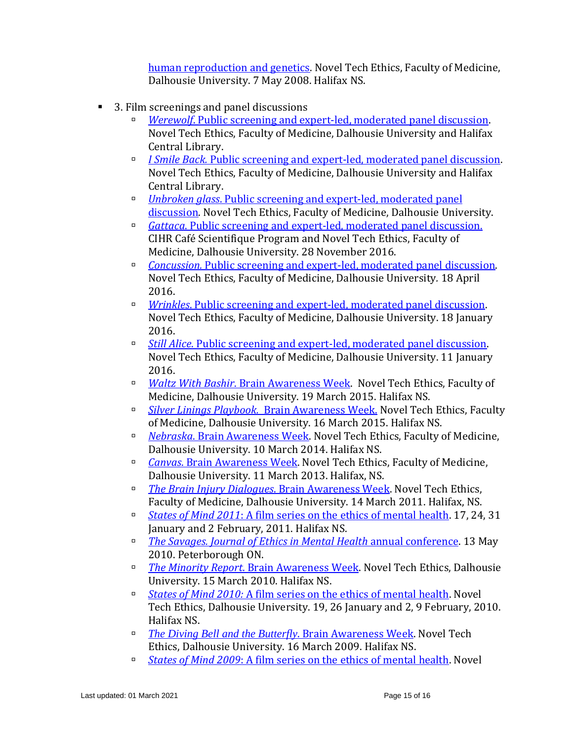human reproduction and genetics. Novel Tech Ethics, Faculty of Medicine, Dalhousie University. 7 May 2008. Halifax NS.

- 3. Film screenings and panel discussions
  - *Werewolf*. Public screening and expert-led, moderated panel discussion. Novel Tech Ethics, Faculty of Medicine, Dalhousie University and Halifax Central Library.
  - *I Smile Back*. Public screening and expert-led, moderated panel discussion. Novel Tech Ethics, Faculty of Medicine, Dalhousie University and Halifax Central Library.
  - *Unbroken glass*. Public screening and expert-led, moderated panel discussion. Novel Tech Ethics, Faculty of Medicine, Dalhousie University.
  - *Gattaca*. Public screening and expert-led, moderated panel discussion. CIHR Café Scientifique Program and Novel Tech Ethics, Faculty of Medicine, Dalhousie University. 28 November 2016.
  - *Concussion*. Public screening and expert-led, moderated panel discussion. Novel Tech Ethics, Faculty of Medicine, Dalhousie University. 18 April 2016.
  - *Wrinkles*. Public screening and expert-led, moderated panel discussion. Novel Tech Ethics, Faculty of Medicine, Dalhousie University. 18 January 2016.
  - *Still Alice*. Public screening and expert-led, moderated panel discussion. Novel Tech Ethics, Faculty of Medicine, Dalhousie University. 11 January 2016.
  - *Waltz With Bashir*. Brain Awareness Week. Novel Tech Ethics, Faculty of Medicine, Dalhousie University. 19 March 2015. Halifax NS.
  - *Silver Linings Playbook*. Brain Awareness Week. Novel Tech Ethics, Faculty of Medicine, Dalhousie University. 16 March 2015. Halifax NS.
  - *Nebraska*. Brain Awareness Week. Novel Tech Ethics, Faculty of Medicine, Dalhousie University. 10 March 2014. Halifax NS.
  - *Canvas*. Brain Awareness Week. Novel Tech Ethics, Faculty of Medicine, Dalhousie University. 11 March 2013. Halifax, NS.
  - *The Brain Injury Dialogues*. Brain Awareness Week. Novel Tech Ethics, Faculty of Medicine, Dalhousie University. 14 March 2011. Halifax, NS.
  - *States of Mind 2011*: A film series on the ethics of mental health. 17, 24, 31 January and 2 February, 2011. Halifax NS.
  - *The Savages*. *Journal of Ethics in Mental Health* annual conference. 13 May 2010. Peterborough ON.
  - *The Minority Report*. Brain Awareness Week. Novel Tech Ethics, Dalhousie University. 15 March 2010. Halifax NS.
  - *States of Mind 2010:* A film series on the ethics of mental health. Novel Tech Ethics, Dalhousie University. 19, 26 January and 2, 9 February, 2010. Halifax NS.
  - *The Diving Bell and the Butterfly*. Brain Awareness Week. Novel Tech Ethics, Dalhousie University. 16 March 2009. Halifax NS.
  - *States of Mind 2009*: A film series on the ethics of mental health. Novel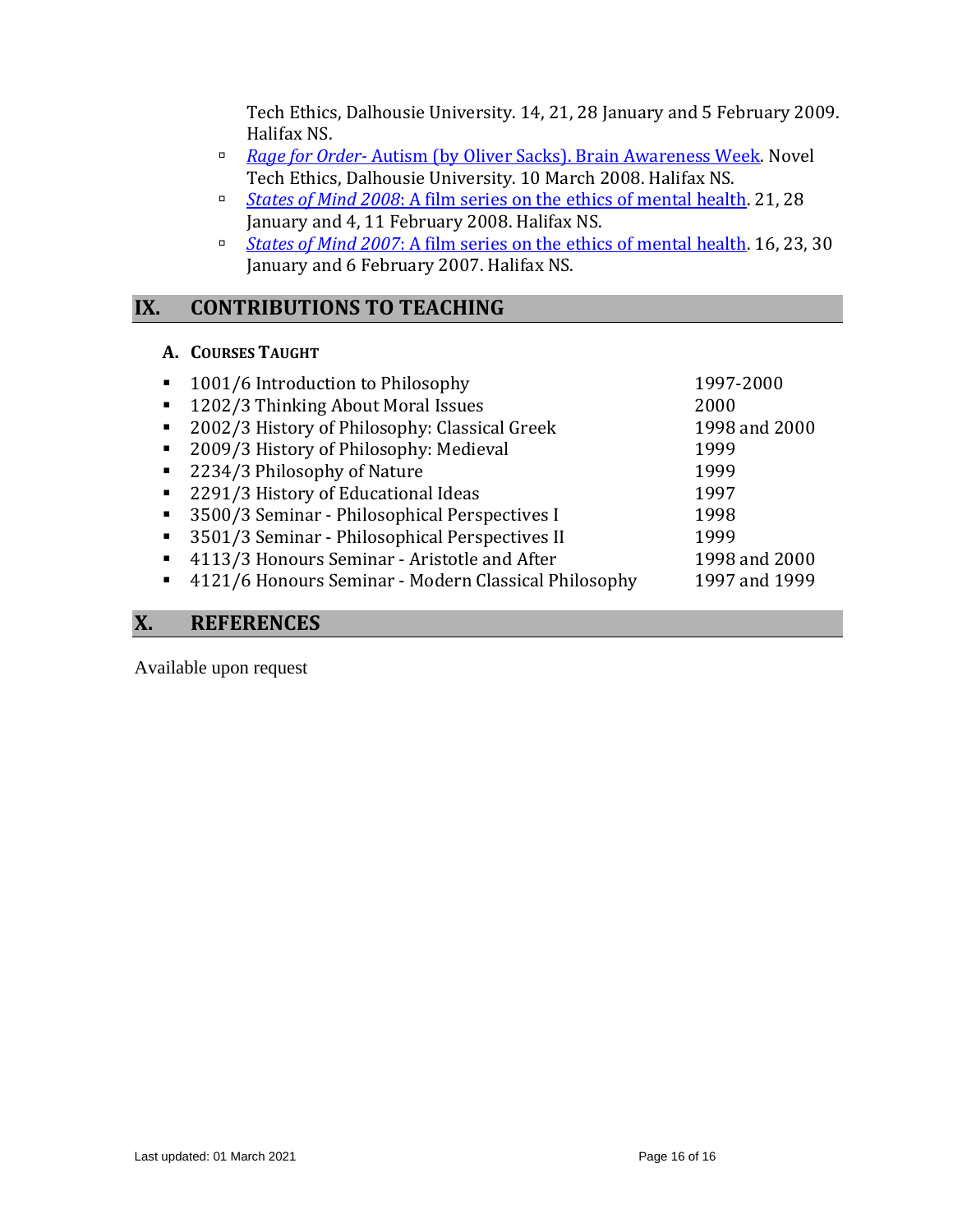Tech Ethics, Dalhousie University. 14, 21, 28 January and 5 February 2009. Halifax NS.

- *Rage for Order*- Autism (by Oliver Sacks). Brain Awareness Week. Novel Tech Ethics, Dalhousie University. 10 March 2008. Halifax NS.
- *States of Mind 2008*: A film series on the ethics of mental health. 21, 28 January and 4, 11 February 2008. Halifax NS.
- *States of Mind 2007*: A film series on the ethics of mental health. 16, 23, 30 January and 6 February 2007. Halifax NS.

## IX. CONTRIBUTIONS TO TEACHING

### A. COURSES TAUGHT

| | |
|---|---|
| 1001/6 Introduction to Philosophy | 1997-2000 |
| 1202/3 Thinking About Moral Issues | 2000 |
| 2002/3 History of Philosophy: Classical Greek | 1998 and 2000 |
| 2009/3 History of Philosophy: Medieval | 1999 |
| 2234/3 Philosophy of Nature | 1999 |
| 2291/3 History of Educational Ideas | 1997 |
| 3500/3 Seminar - Philosophical Perspectives I | 1998 |
| 3501/3 Seminar - Philosophical Perspectives II | 1999 |
| 4113/3 Honours Seminar - Aristotle and After | 1998 and 2000 |
| 4121/6 Honours Seminar - Modern Classical Philosophy | 1997 and 1999 |

## X. REFERENCES

Available upon request

Last updated: 01 March 2021